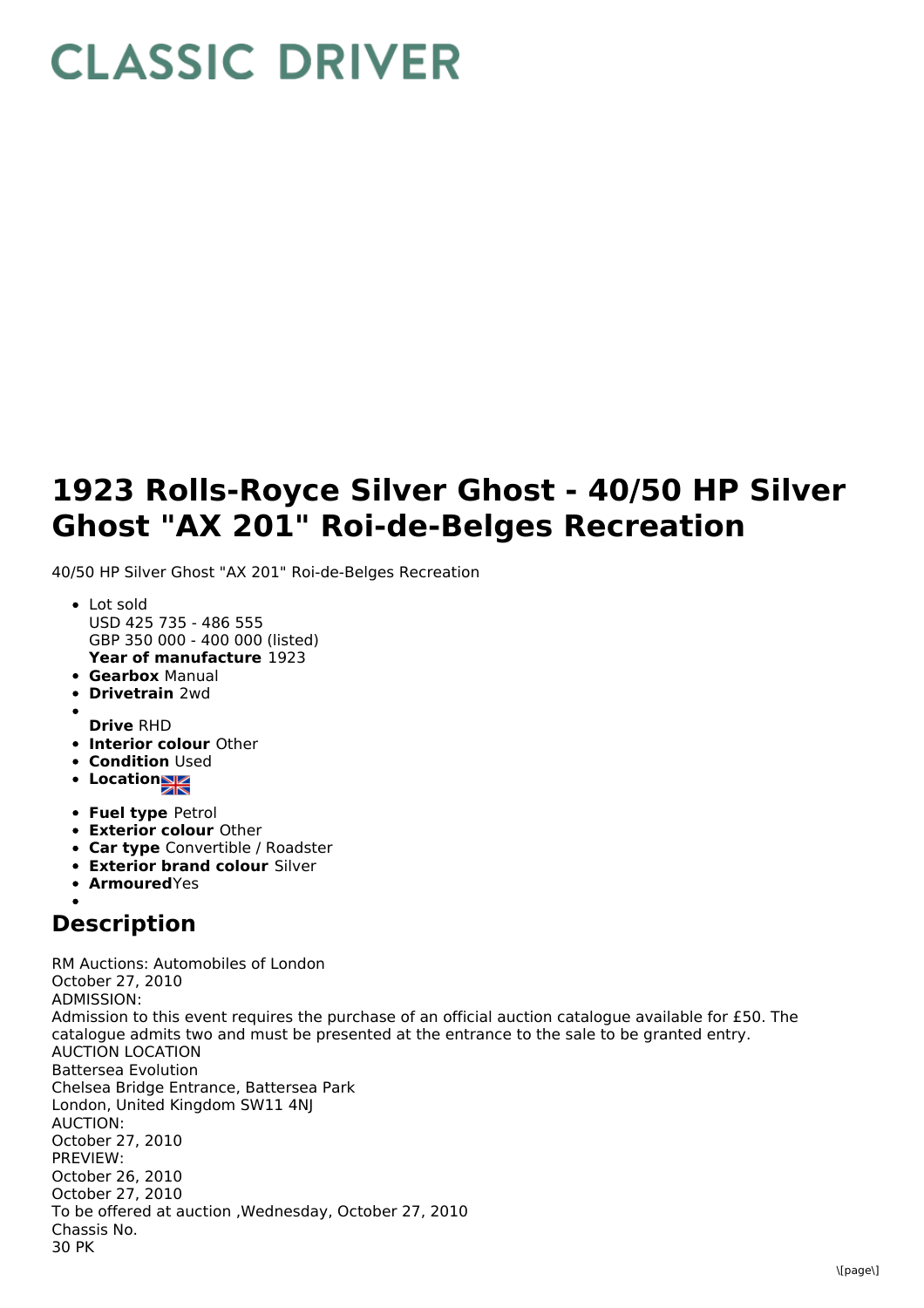# CLASSIC DRIVER

# 1923 Rolls-Royce Silver Ghost - 40/50 HP Silver Ghost "AX 201" Roi-de-Belges Recreation

40/50 HP Silver Ghost "AX 201" Roi-de-Belges Recreation

- Lot sold
  USD 425 735 - 486 555
  GBP 350 000 - 400 000 (listed)
  **Year of manufacture** 1923
- **Gearbox** Manual
- **Drivetrain** 2wd
- **Drive** RHD
- **Interior colour** Other
- **Condition** Used
- **Location**
- **Fuel type** Petrol
- **Exterior colour** Other
- **Car type** Convertible / Roadster
- **Exterior brand colour** Silver
- **Armoured** Yes

## Description

RM Auctions: Automobiles of London
October 27, 2010
ADMISSION:
Admission to this event requires the purchase of an official auction catalogue available for £50. The catalogue admits two and must be presented at the entrance to the sale to be granted entry.
AUCTION LOCATION
Battersea Evolution
Chelsea Bridge Entrance, Battersea Park
London, United Kingdom SW11 4NJ
AUCTION:
October 27, 2010
PREVIEW:
October 26, 2010
October 27, 2010
To be offered at auction ,Wednesday, October 27, 2010
Chassis No.
30 PK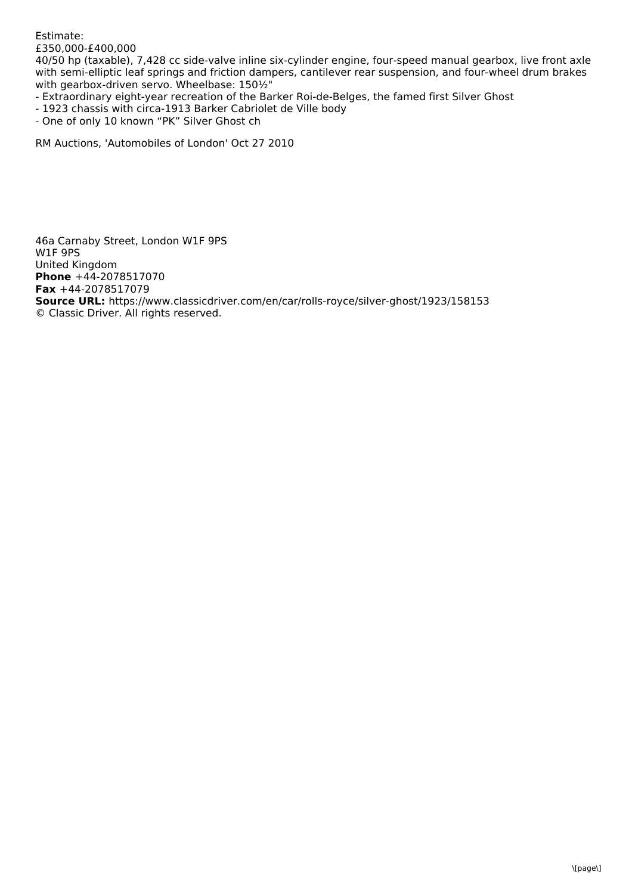Estimate:
£350,000-£400,000
40/50 hp (taxable), 7,428 cc side-valve inline six-cylinder engine, four-speed manual gearbox, live front axle with semi-elliptic leaf springs and friction dampers, cantilever rear suspension, and four-wheel drum brakes with gearbox-driven servo. Wheelbase: 150½"

- Extraordinary eight-year recreation of the Barker Roi-de-Belges, the famed first Silver Ghost
- 1923 chassis with circa-1913 Barker Cabriolet de Ville body
- One of only 10 known “PK” Silver Ghost ch

RM Auctions, 'Automobiles of London' Oct 27 2010

46a Carnaby Street, London W1F 9PS
W1F 9PS
United Kingdom
**Phone** +44-2078517070
**Fax** +44-2078517079
**Source URL:** https://www.classicdriver.com/en/car/rolls-royce/silver-ghost/1923/158153
© Classic Driver. All rights reserved.